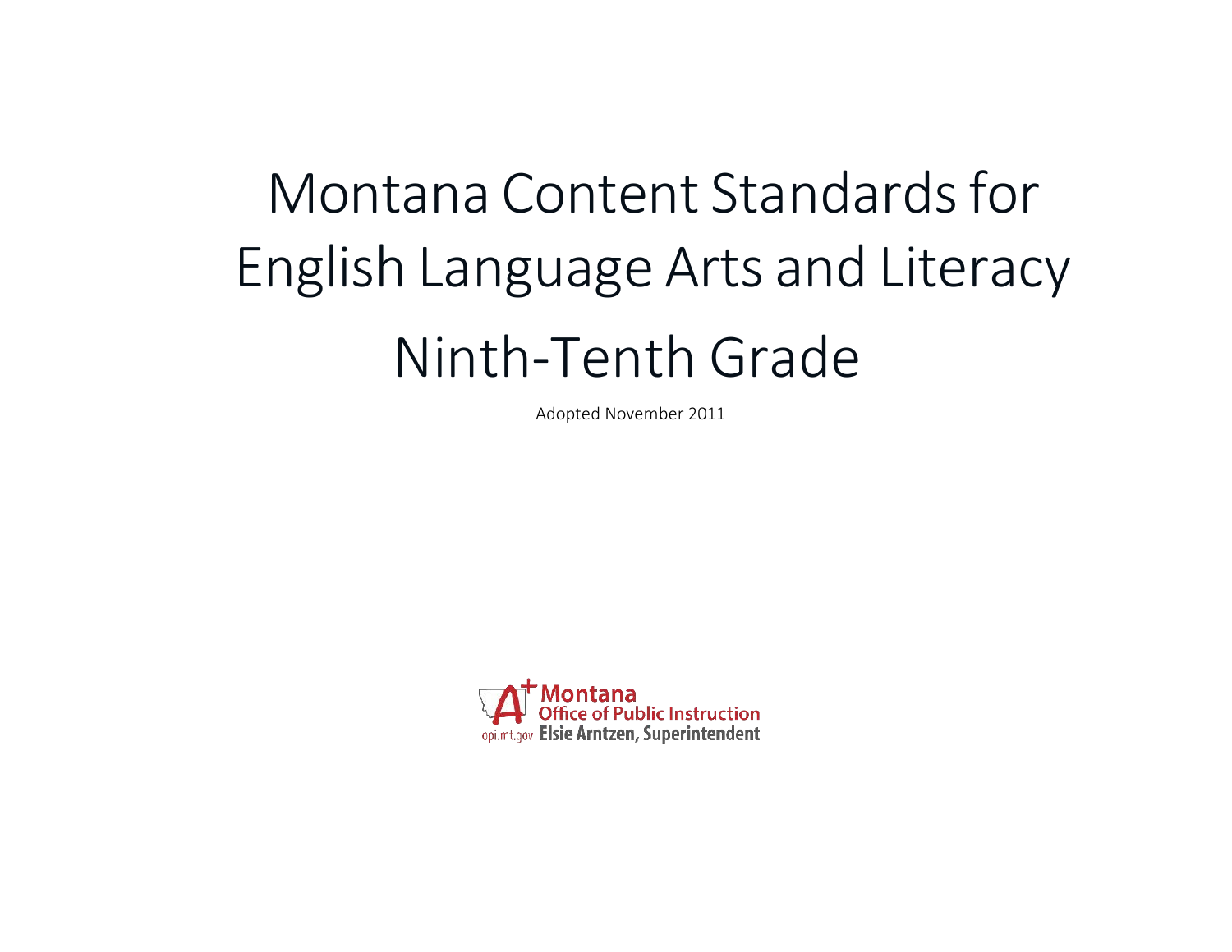# Montana Content Standards for English Language Arts and Literacy

# Ninth-Tenth Grade

Adopted November 2011

Montana Office of Public Instruction

opi.mt.gov Elsie Arntzen, Superintendent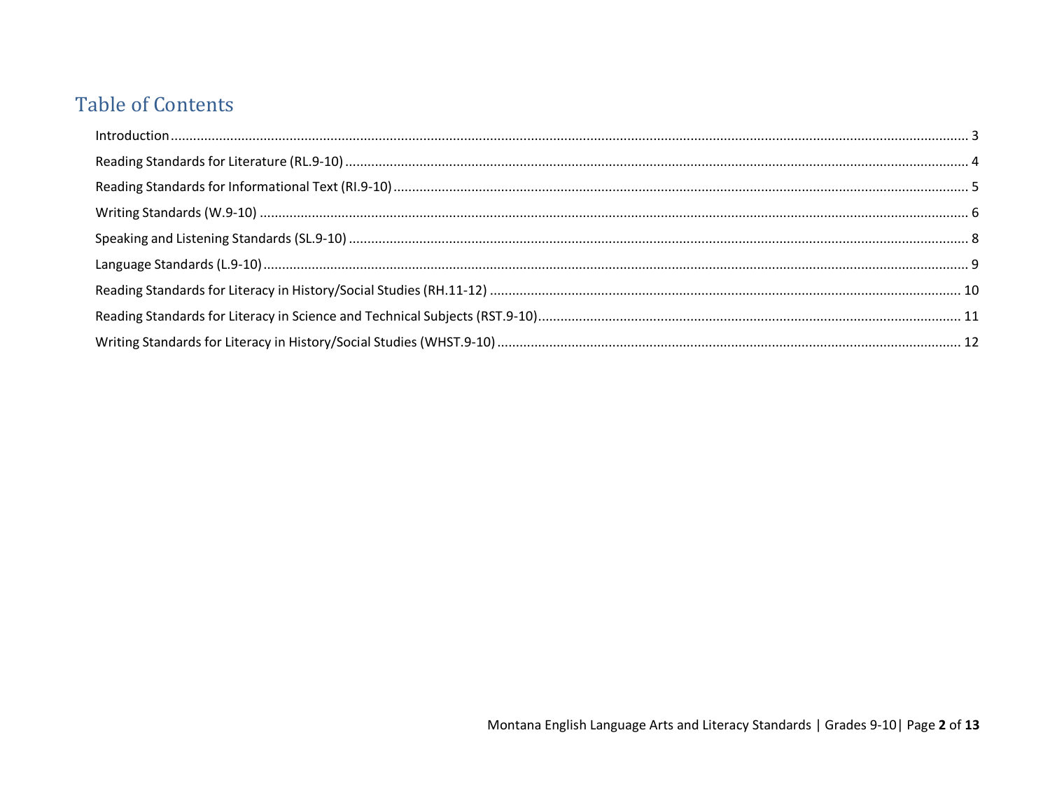# Table of Contents

Introduction ........................................................................................................ 3

Reading Standards for Literature (RL.9-10) ........................................................................................................ 4

Reading Standards for Informational Text (RI.9-10) ........................................................................................................ 5

Writing Standards (W.9-10) ........................................................................................................ 6

Speaking and Listening Standards (SL.9-10) ........................................................................................................ 8

Language Standards (L.9-10) ........................................................................................................ 9

Reading Standards for Literacy in History/Social Studies (RH.11-12) ........................................................................................................ 10

Reading Standards for Literacy in Science and Technical Subjects (RST.9-10) ........................................................................................................ 11

Writing Standards for Literacy in History/Social Studies (WHST.9-10) ........................................................................................................ 12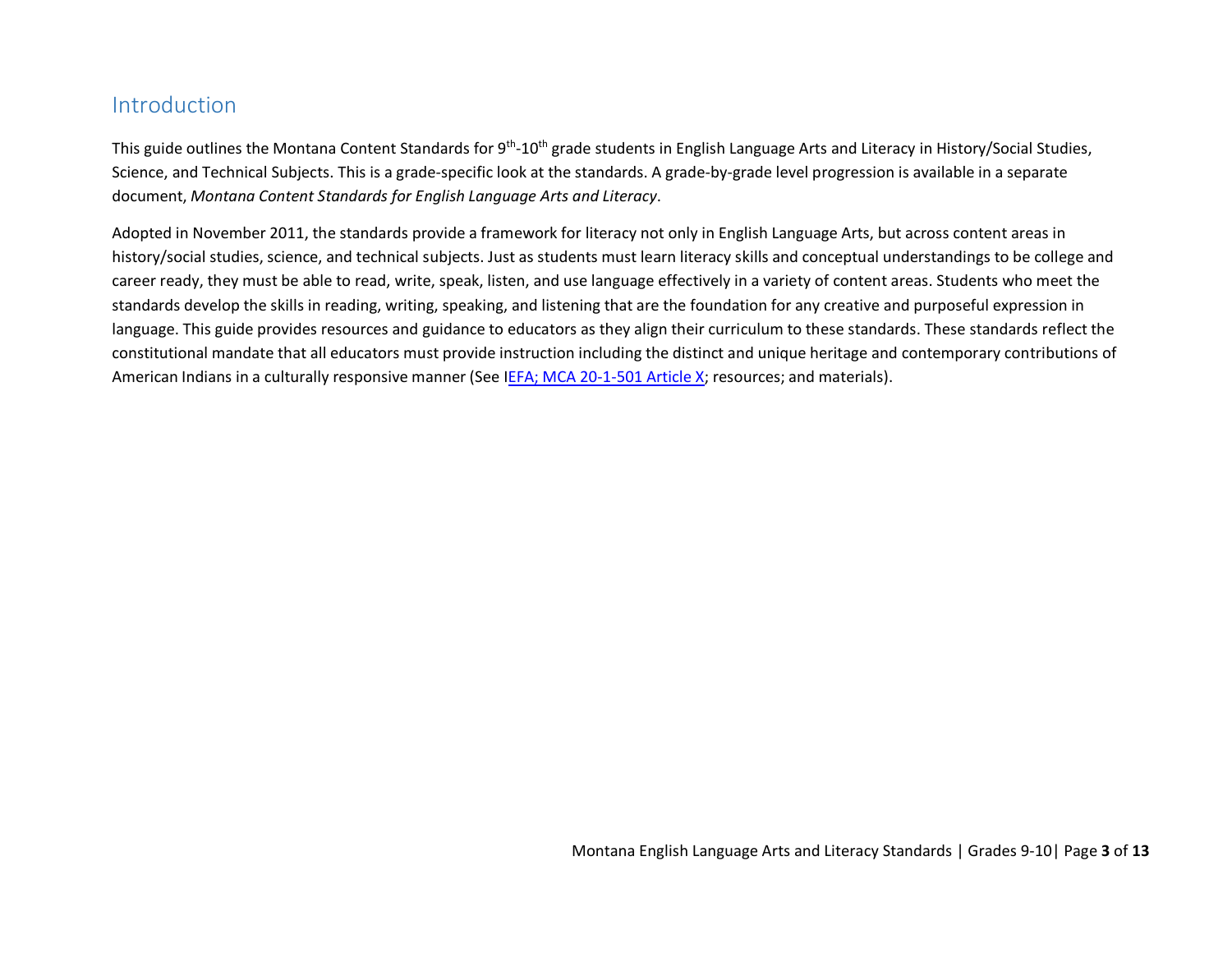## Introduction

This guide outlines the Montana Content Standards for 9th-10th grade students in English Language Arts and Literacy in History/Social Studies, Science, and Technical Subjects. This is a grade-specific look at the standards. A grade-by-grade level progression is available in a separate document, *Montana Content Standards for English Language Arts and Literacy*.

Adopted in November 2011, the standards provide a framework for literacy not only in English Language Arts, but across content areas in history/social studies, science, and technical subjects. Just as students must learn literacy skills and conceptual understandings to be college and career ready, they must be able to read, write, speak, listen, and use language effectively in a variety of content areas. Students who meet the standards develop the skills in reading, writing, speaking, and listening that are the foundation for any creative and purposeful expression in language. This guide provides resources and guidance to educators as they align their curriculum to these standards. These standards reflect the constitutional mandate that all educators must provide instruction including the distinct and unique heritage and contemporary contributions of American Indians in a culturally responsive manner (See IEFA; MCA 20-1-501 Article X; resources; and materials).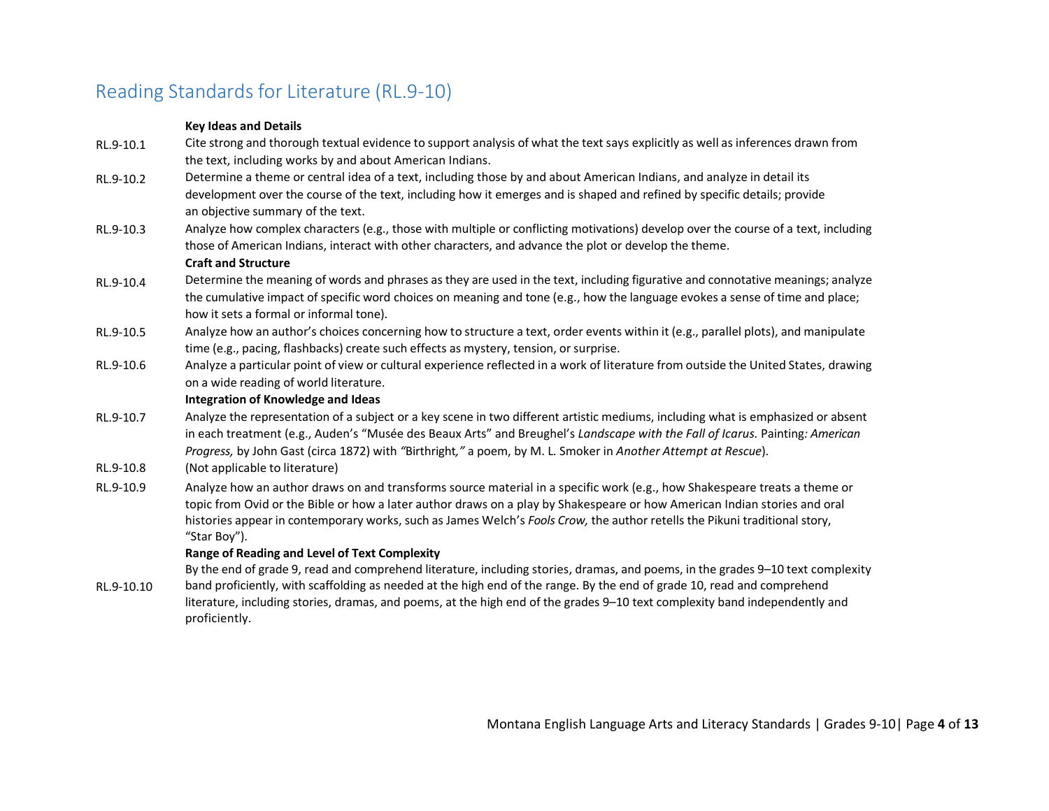## Reading Standards for Literature (RL.9-10)

**Key Ideas and Details**

RL.9-10.1 Cite strong and thorough textual evidence to support analysis of what the text says explicitly as well as inferences drawn from the text, including works by and about American Indians.

RL.9-10.2 Determine a theme or central idea of a text, including those by and about American Indians, and analyze in detail its development over the course of the text, including how it emerges and is shaped and refined by specific details; provide an objective summary of the text.

RL.9-10.3 Analyze how complex characters (e.g., those with multiple or conflicting motivations) develop over the course of a text, including those of American Indians, interact with other characters, and advance the plot or develop the theme.

**Craft and Structure**

RL.9-10.4 Determine the meaning of words and phrases as they are used in the text, including figurative and connotative meanings; analyze the cumulative impact of specific word choices on meaning and tone (e.g., how the language evokes a sense of time and place; how it sets a formal or informal tone).

RL.9-10.5 Analyze how an author's choices concerning how to structure a text, order events within it (e.g., parallel plots), and manipulate time (e.g., pacing, flashbacks) create such effects as mystery, tension, or surprise.

RL.9-10.6 Analyze a particular point of view or cultural experience reflected in a work of literature from outside the United States, drawing on a wide reading of world literature.

**Integration of Knowledge and Ideas**

RL.9-10.7 Analyze the representation of a subject or a key scene in two different artistic mediums, including what is emphasized or absent in each treatment (e.g., Auden's "Musée des Beaux Arts" and Breughel's *Landscape with the Fall of Icarus.* Painting*: American Progress,* by John Gast (circa 1872) with *"*Birthright*,"* a poem, by M. L. Smoker in *Another Attempt at Rescue*).

RL.9-10.8 (Not applicable to literature)

RL.9-10.9 Analyze how an author draws on and transforms source material in a specific work (e.g., how Shakespeare treats a theme or topic from Ovid or the Bible or how a later author draws on a play by Shakespeare or how American Indian stories and oral histories appear in contemporary works, such as James Welch's *Fools Crow,* the author retells the Pikuni traditional story, "Star Boy").

**Range of Reading and Level of Text Complexity**

RL.9-10.10 By the end of grade 9, read and comprehend literature, including stories, dramas, and poems, in the grades 9–10 text complexity band proficiently, with scaffolding as needed at the high end of the range. By the end of grade 10, read and comprehend literature, including stories, dramas, and poems, at the high end of the grades 9–10 text complexity band independently and proficiently.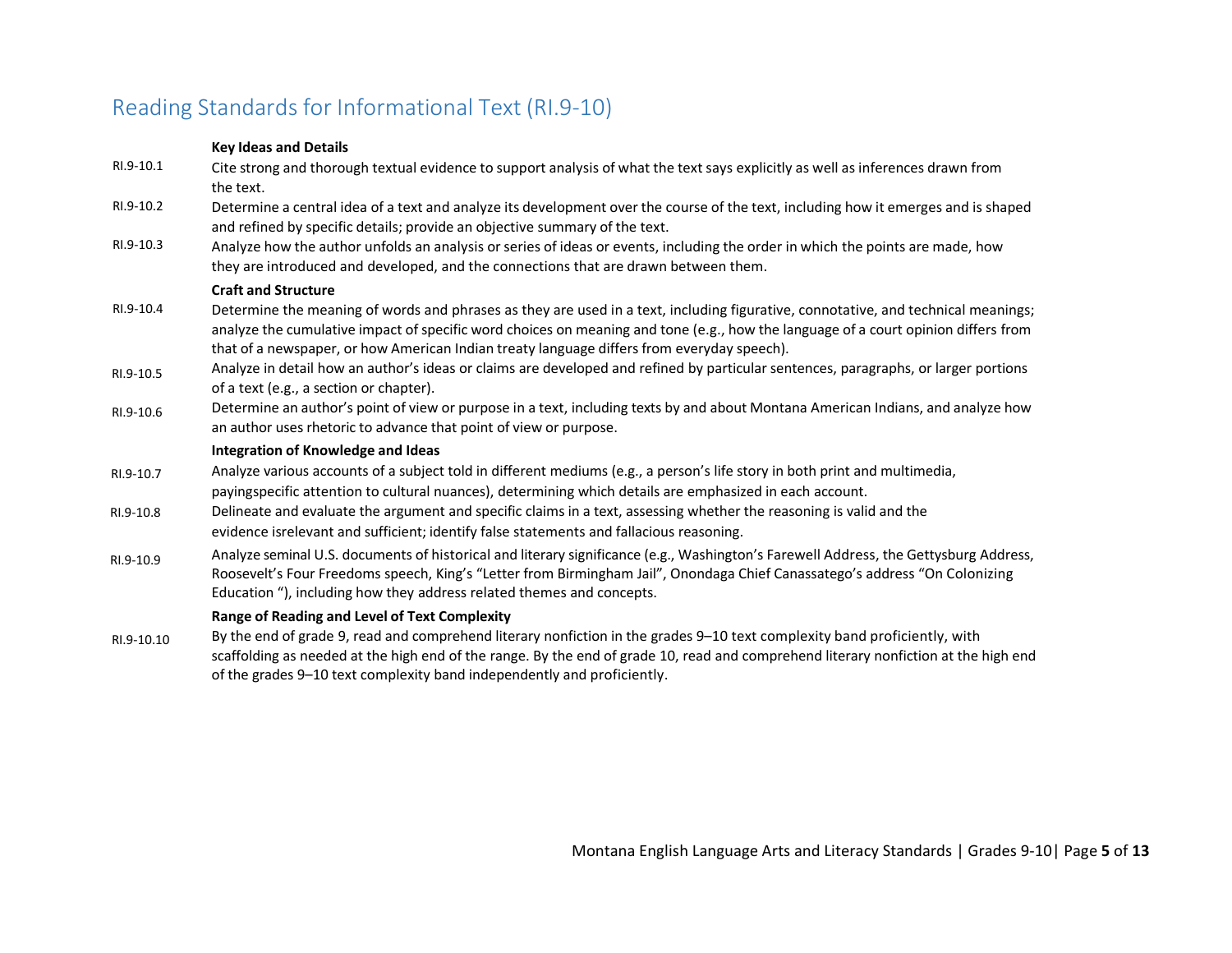## Reading Standards for Informational Text (RI.9-10)

**Key Ideas and Details**

| | |
|---|---|
| RI.9-10.1 | Cite strong and thorough textual evidence to support analysis of what the text says explicitly as well as inferences drawn from the text. |
| RI.9-10.2 | Determine a central idea of a text and analyze its development over the course of the text, including how it emerges and is shaped and refined by specific details; provide an objective summary of the text. |
| RI.9-10.3 | Analyze how the author unfolds an analysis or series of ideas or events, including the order in which the points are made, how they are introduced and developed, and the connections that are drawn between them. |

**Craft and Structure**

| | |
|---|---|
| RI.9-10.4 | Determine the meaning of words and phrases as they are used in a text, including figurative, connotative, and technical meanings; analyze the cumulative impact of specific word choices on meaning and tone (e.g., how the language of a court opinion differs from that of a newspaper, or how American Indian treaty language differs from everyday speech). |
| RI.9-10.5 | Analyze in detail how an author's ideas or claims are developed and refined by particular sentences, paragraphs, or larger portions of a text (e.g., a section or chapter). |
| RI.9-10.6 | Determine an author's point of view or purpose in a text, including texts by and about Montana American Indians, and analyze how an author uses rhetoric to advance that point of view or purpose. |

**Integration of Knowledge and Ideas**

| | |
|---|---|
| RI.9-10.7 | Analyze various accounts of a subject told in different mediums (e.g., a person's life story in both print and multimedia, payingspecific attention to cultural nuances), determining which details are emphasized in each account. |
| RI.9-10.8 | Delineate and evaluate the argument and specific claims in a text, assessing whether the reasoning is valid and the evidence isrelevant and sufficient; identify false statements and fallacious reasoning. |
| RI.9-10.9 | Analyze seminal U.S. documents of historical and literary significance (e.g., Washington's Farewell Address, the Gettysburg Address, Roosevelt's Four Freedoms speech, King's "Letter from Birmingham Jail", Onondaga Chief Canassatego's address "On Colonizing Education "), including how they address related themes and concepts. |

**Range of Reading and Level of Text Complexity**

| | |
|---|---|
| RI.9-10.10 | By the end of grade 9, read and comprehend literary nonfiction in the grades 9–10 text complexity band proficiently, with scaffolding as needed at the high end of the range. By the end of grade 10, read and comprehend literary nonfiction at the high end of the grades 9–10 text complexity band independently and proficiently. |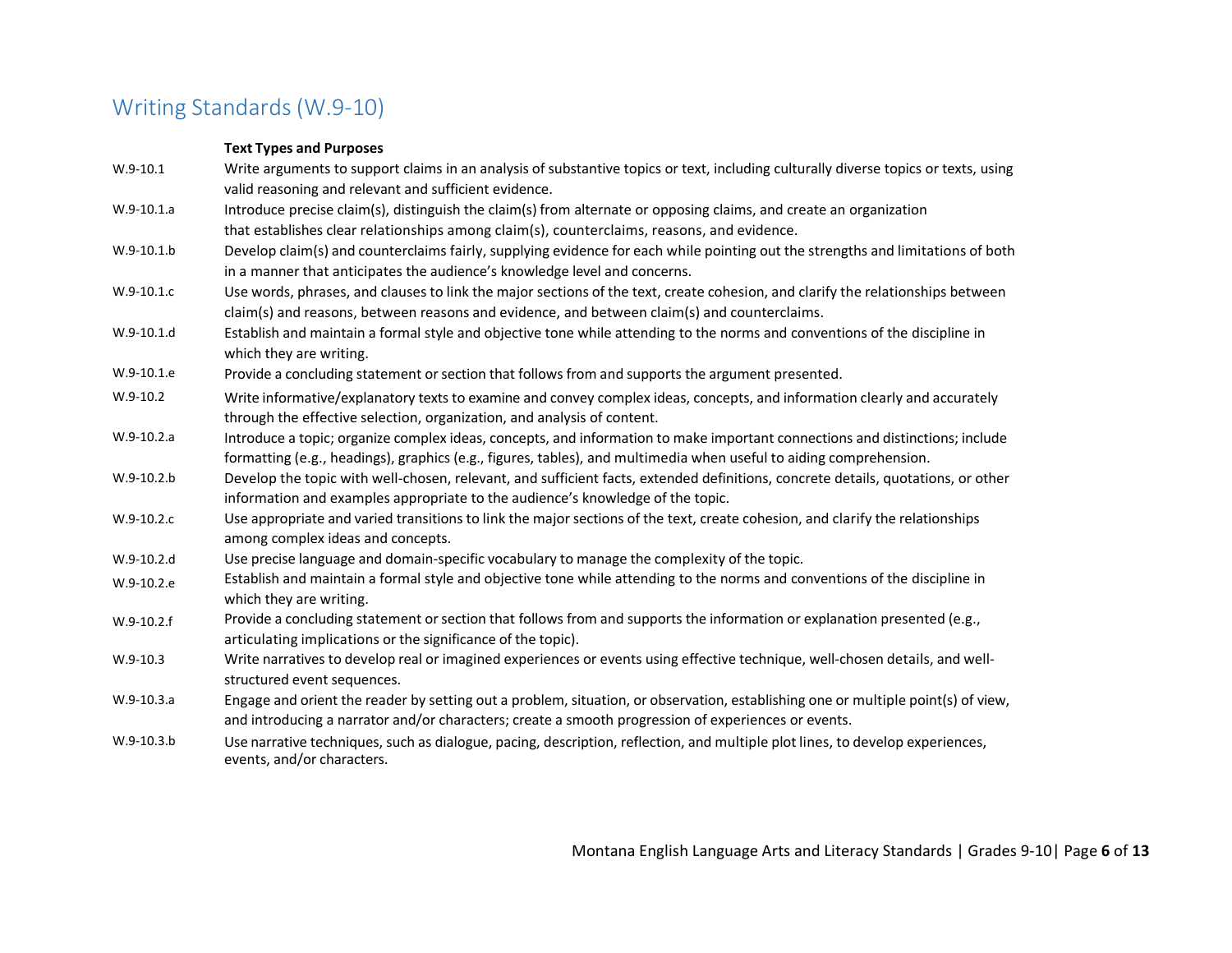## Writing Standards (W.9-10)

| | **Text Types and Purposes** |
|---|---|
| W.9-10.1 | Write arguments to support claims in an analysis of substantive topics or text, including culturally diverse topics or texts, using valid reasoning and relevant and sufficient evidence. |
| W.9-10.1.a | Introduce precise claim(s), distinguish the claim(s) from alternate or opposing claims, and create an organization that establishes clear relationships among claim(s), counterclaims, reasons, and evidence. |
| W.9-10.1.b | Develop claim(s) and counterclaims fairly, supplying evidence for each while pointing out the strengths and limitations of both in a manner that anticipates the audience's knowledge level and concerns. |
| W.9-10.1.c | Use words, phrases, and clauses to link the major sections of the text, create cohesion, and clarify the relationships between claim(s) and reasons, between reasons and evidence, and between claim(s) and counterclaims. |
| W.9-10.1.d | Establish and maintain a formal style and objective tone while attending to the norms and conventions of the discipline in which they are writing. |
| W.9-10.1.e | Provide a concluding statement or section that follows from and supports the argument presented. |
| W.9-10.2 | Write informative/explanatory texts to examine and convey complex ideas, concepts, and information clearly and accurately through the effective selection, organization, and analysis of content. |
| W.9-10.2.a | Introduce a topic; organize complex ideas, concepts, and information to make important connections and distinctions; include formatting (e.g., headings), graphics (e.g., figures, tables), and multimedia when useful to aiding comprehension. |
| W.9-10.2.b | Develop the topic with well-chosen, relevant, and sufficient facts, extended definitions, concrete details, quotations, or other information and examples appropriate to the audience's knowledge of the topic. |
| W.9-10.2.c | Use appropriate and varied transitions to link the major sections of the text, create cohesion, and clarify the relationships among complex ideas and concepts. |
| W.9-10.2.d | Use precise language and domain-specific vocabulary to manage the complexity of the topic. |
| W.9-10.2.e | Establish and maintain a formal style and objective tone while attending to the norms and conventions of the discipline in which they are writing. |
| W.9-10.2.f | Provide a concluding statement or section that follows from and supports the information or explanation presented (e.g., articulating implications or the significance of the topic). |
| W.9-10.3 | Write narratives to develop real or imagined experiences or events using effective technique, well-chosen details, and well-structured event sequences. |
| W.9-10.3.a | Engage and orient the reader by setting out a problem, situation, or observation, establishing one or multiple point(s) of view, and introducing a narrator and/or characters; create a smooth progression of experiences or events. |
| W.9-10.3.b | Use narrative techniques, such as dialogue, pacing, description, reflection, and multiple plot lines, to develop experiences, events, and/or characters. |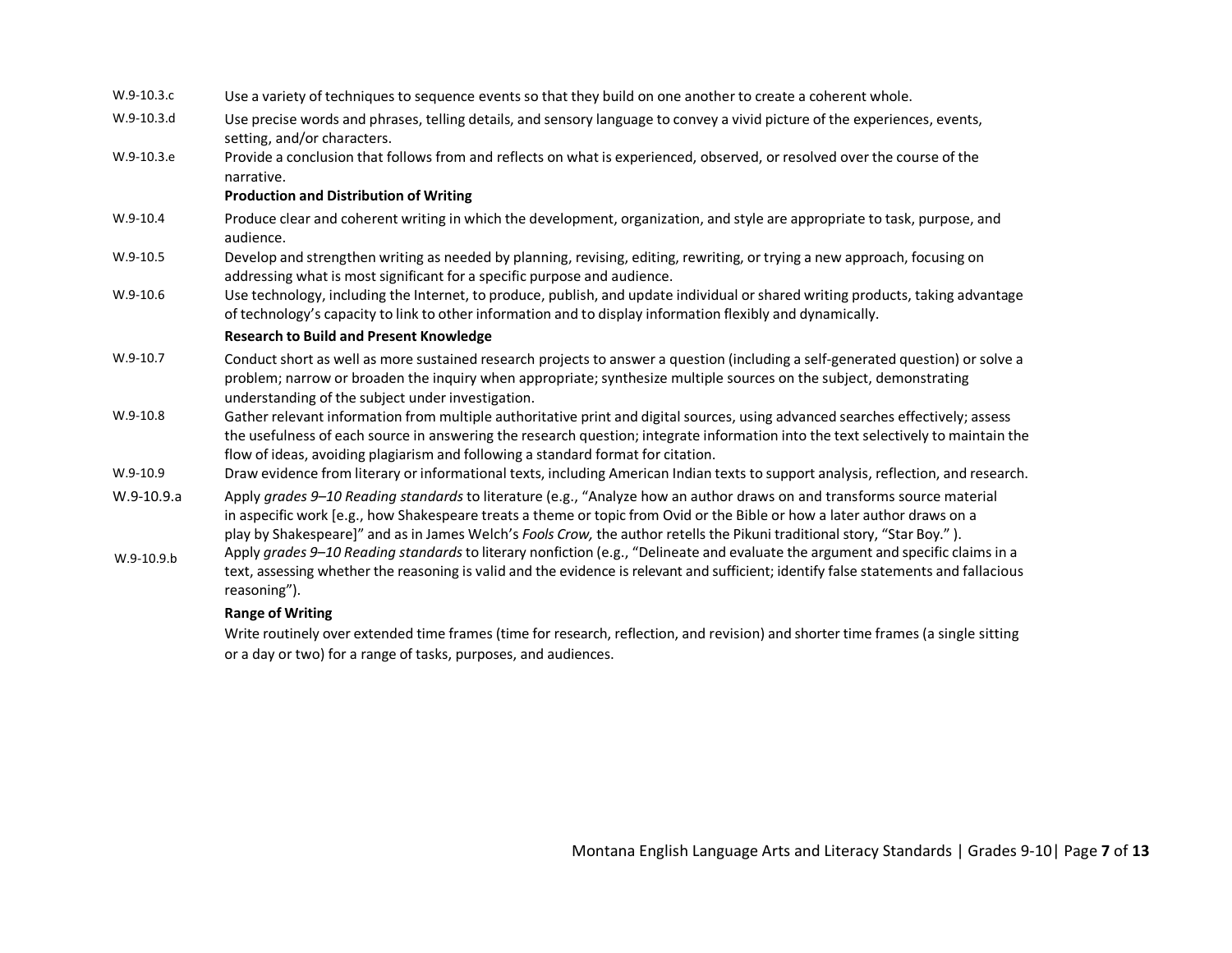W.9-10.3.c Use a variety of techniques to sequence events so that they build on one another to create a coherent whole.

W.9-10.3.d Use precise words and phrases, telling details, and sensory language to convey a vivid picture of the experiences, events, setting, and/or characters.

W.9-10.3.e Provide a conclusion that follows from and reflects on what is experienced, observed, or resolved over the course of the narrative.

**Production and Distribution of Writing**

W.9-10.4 Produce clear and coherent writing in which the development, organization, and style are appropriate to task, purpose, and audience.

W.9-10.5 Develop and strengthen writing as needed by planning, revising, editing, rewriting, or trying a new approach, focusing on addressing what is most significant for a specific purpose and audience.

W.9-10.6 Use technology, including the Internet, to produce, publish, and update individual or shared writing products, taking advantage of technology's capacity to link to other information and to display information flexibly and dynamically.

**Research to Build and Present Knowledge**

W.9-10.7 Conduct short as well as more sustained research projects to answer a question (including a self-generated question) or solve a problem; narrow or broaden the inquiry when appropriate; synthesize multiple sources on the subject, demonstrating understanding of the subject under investigation.

W.9-10.8 Gather relevant information from multiple authoritative print and digital sources, using advanced searches effectively; assess the usefulness of each source in answering the research question; integrate information into the text selectively to maintain the flow of ideas, avoiding plagiarism and following a standard format for citation.

W.9-10.9 Draw evidence from literary or informational texts, including American Indian texts to support analysis, reflection, and research.

W.9-10.9.a Apply *grades 9–10 Reading standards* to literature (e.g., "Analyze how an author draws on and transforms source material in aspecific work [e.g., how Shakespeare treats a theme or topic from Ovid or the Bible or how a later author draws on a play by Shakespeare]" and as in James Welch's *Fools Crow,* the author retells the Pikuni traditional story, "Star Boy." ).

W.9-10.9.b Apply *grades 9–10 Reading standards* to literary nonfiction (e.g., "Delineate and evaluate the argument and specific claims in a text, assessing whether the reasoning is valid and the evidence is relevant and sufficient; identify false statements and fallacious reasoning").

**Range of Writing**

Write routinely over extended time frames (time for research, reflection, and revision) and shorter time frames (a single sitting or a day or two) for a range of tasks, purposes, and audiences.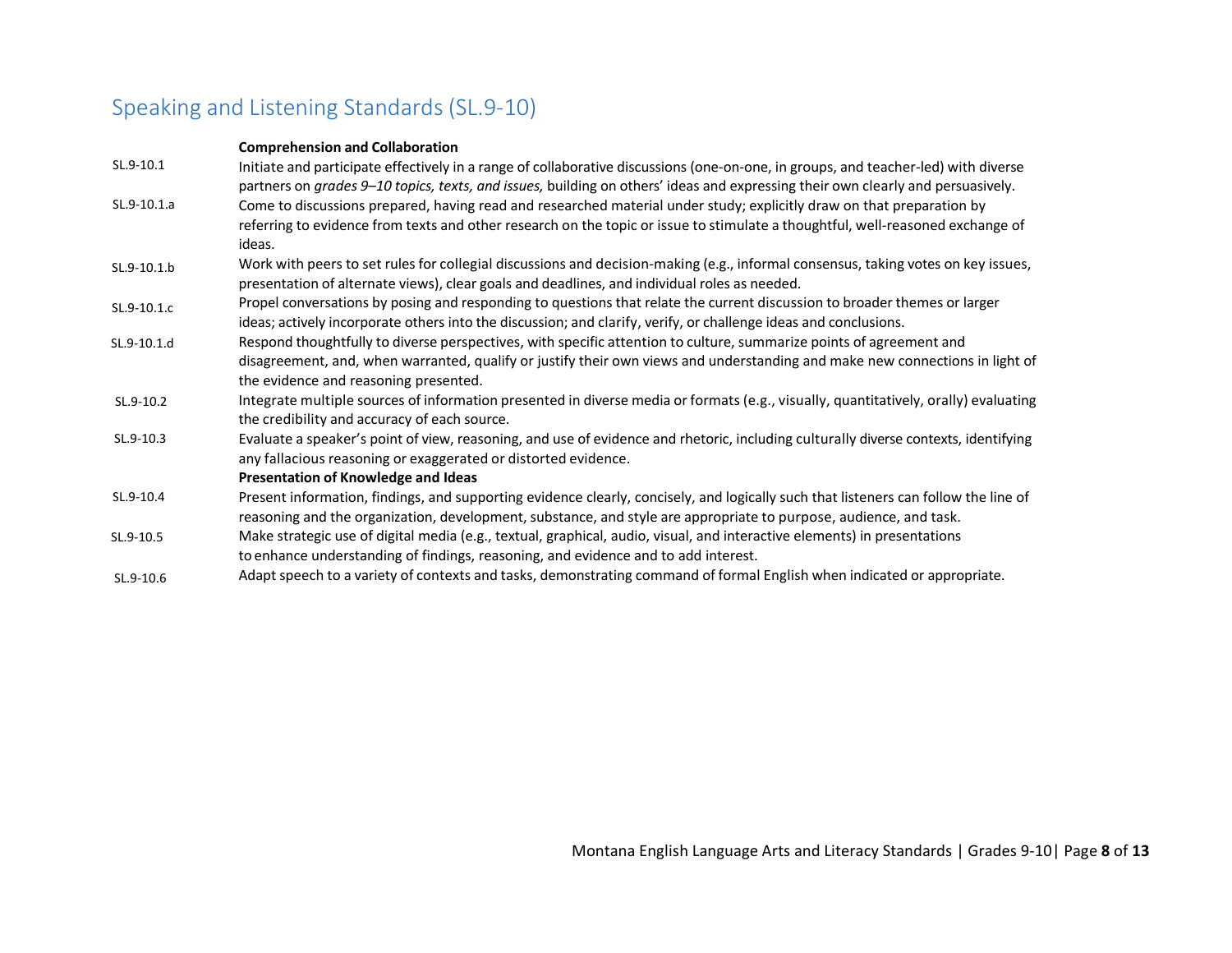## Speaking and Listening Standards (SL.9-10)

| | |
|---|---|
| | **Comprehension and Collaboration** |
| SL.9-10.1 | Initiate and participate effectively in a range of collaborative discussions (one-on-one, in groups, and teacher-led) with diverse partners on *grades 9–10 topics, texts, and issues,* building on others' ideas and expressing their own clearly and persuasively. |
| SL.9-10.1.a | Come to discussions prepared, having read and researched material under study; explicitly draw on that preparation by referring to evidence from texts and other research on the topic or issue to stimulate a thoughtful, well-reasoned exchange of ideas. |
| SL.9-10.1.b | Work with peers to set rules for collegial discussions and decision-making (e.g., informal consensus, taking votes on key issues, presentation of alternate views), clear goals and deadlines, and individual roles as needed. |
| SL.9-10.1.c | Propel conversations by posing and responding to questions that relate the current discussion to broader themes or larger ideas; actively incorporate others into the discussion; and clarify, verify, or challenge ideas and conclusions. |
| SL.9-10.1.d | Respond thoughtfully to diverse perspectives, with specific attention to culture, summarize points of agreement and disagreement, and, when warranted, qualify or justify their own views and understanding and make new connections in light of the evidence and reasoning presented. |
| SL.9-10.2 | Integrate multiple sources of information presented in diverse media or formats (e.g., visually, quantitatively, orally) evaluating the credibility and accuracy of each source. |
| SL.9-10.3 | Evaluate a speaker's point of view, reasoning, and use of evidence and rhetoric, including culturally diverse contexts, identifying any fallacious reasoning or exaggerated or distorted evidence. |
| | **Presentation of Knowledge and Ideas** |
| SL.9-10.4 | Present information, findings, and supporting evidence clearly, concisely, and logically such that listeners can follow the line of reasoning and the organization, development, substance, and style are appropriate to purpose, audience, and task. |
| SL.9-10.5 | Make strategic use of digital media (e.g., textual, graphical, audio, visual, and interactive elements) in presentations to enhance understanding of findings, reasoning, and evidence and to add interest. |
| SL.9-10.6 | Adapt speech to a variety of contexts and tasks, demonstrating command of formal English when indicated or appropriate. |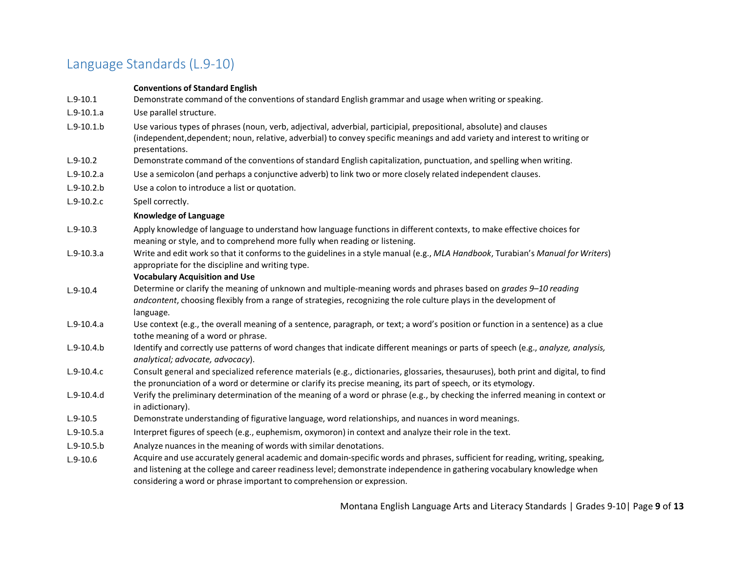## Language Standards (L.9-10)

| | |
|---|---|
| | **Conventions of Standard English** |
| L.9-10.1 | Demonstrate command of the conventions of standard English grammar and usage when writing or speaking. |
| L.9-10.1.a | Use parallel structure. |
| L.9-10.1.b | Use various types of phrases (noun, verb, adjectival, adverbial, participial, prepositional, absolute) and clauses (independent,dependent; noun, relative, adverbial) to convey specific meanings and add variety and interest to writing or presentations. |
| L.9-10.2 | Demonstrate command of the conventions of standard English capitalization, punctuation, and spelling when writing. |
| L.9-10.2.a | Use a semicolon (and perhaps a conjunctive adverb) to link two or more closely related independent clauses. |
| L.9-10.2.b | Use a colon to introduce a list or quotation. |
| L.9-10.2.c | Spell correctly. |
| | **Knowledge of Language** |
| L.9-10.3 | Apply knowledge of language to understand how language functions in different contexts, to make effective choices for meaning or style, and to comprehend more fully when reading or listening. |
| L.9-10.3.a | Write and edit work so that it conforms to the guidelines in a style manual (e.g., *MLA Handbook*, Turabian's *Manual for Writers*) appropriate for the discipline and writing type. |
| | **Vocabulary Acquisition and Use** |
| L.9-10.4 | Determine or clarify the meaning of unknown and multiple-meaning words and phrases based on *grades 9–10 reading andcontent*, choosing flexibly from a range of strategies, recognizing the role culture plays in the development of language. |
| L.9-10.4.a | Use context (e.g., the overall meaning of a sentence, paragraph, or text; a word's position or function in a sentence) as a clue tothe meaning of a word or phrase. |
| L.9-10.4.b | Identify and correctly use patterns of word changes that indicate different meanings or parts of speech (e.g., *analyze, analysis, analytical; advocate, advocacy*). |
| L.9-10.4.c | Consult general and specialized reference materials (e.g., dictionaries, glossaries, thesauruses), both print and digital, to find the pronunciation of a word or determine or clarify its precise meaning, its part of speech, or its etymology. |
| L.9-10.4.d | Verify the preliminary determination of the meaning of a word or phrase (e.g., by checking the inferred meaning in context or in adictionary). |
| L.9-10.5 | Demonstrate understanding of figurative language, word relationships, and nuances in word meanings. |
| L.9-10.5.a | Interpret figures of speech (e.g., euphemism, oxymoron) in context and analyze their role in the text. |
| L.9-10.5.b | Analyze nuances in the meaning of words with similar denotations. |
| L.9-10.6 | Acquire and use accurately general academic and domain-specific words and phrases, sufficient for reading, writing, speaking, and listening at the college and career readiness level; demonstrate independence in gathering vocabulary knowledge when considering a word or phrase important to comprehension or expression. |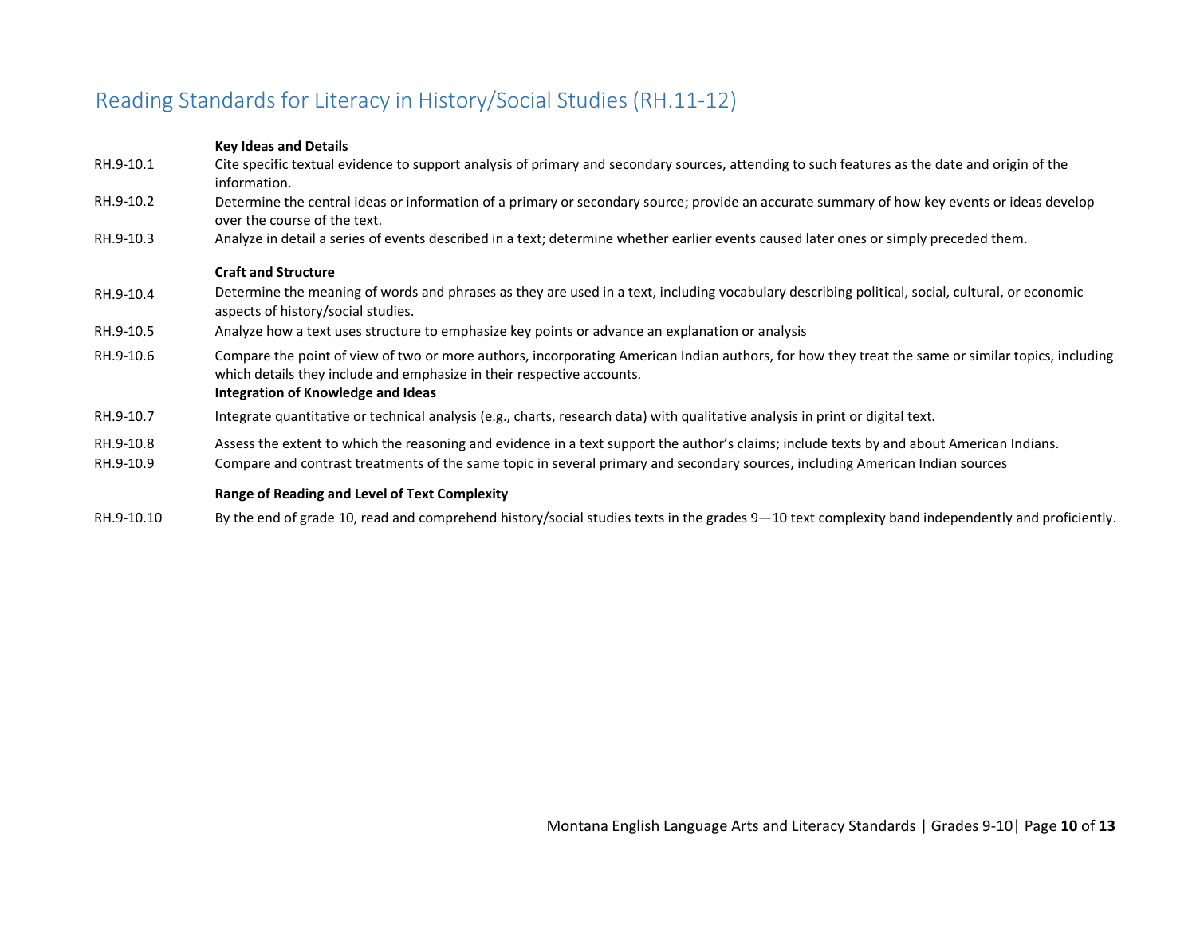# Reading Standards for Literacy in History/Social Studies (RH.11-12)

**Key Ideas and Details**

RH.9-10.1 Cite specific textual evidence to support analysis of primary and secondary sources, attending to such features as the date and origin of the information.

RH.9-10.2 Determine the central ideas or information of a primary or secondary source; provide an accurate summary of how key events or ideas develop over the course of the text.

RH.9-10.3 Analyze in detail a series of events described in a text; determine whether earlier events caused later ones or simply preceded them.

**Craft and Structure**

RH.9-10.4 Determine the meaning of words and phrases as they are used in a text, including vocabulary describing political, social, cultural, or economic aspects of history/social studies.

RH.9-10.5 Analyze how a text uses structure to emphasize key points or advance an explanation or analysis

RH.9-10.6 Compare the point of view of two or more authors, incorporating American Indian authors, for how they treat the same or similar topics, including which details they include and emphasize in their respective accounts.

**Integration of Knowledge and Ideas**

RH.9-10.7 Integrate quantitative or technical analysis (e.g., charts, research data) with qualitative analysis in print or digital text.

RH.9-10.8 Assess the extent to which the reasoning and evidence in a text support the author's claims; include texts by and about American Indians.

RH.9-10.9 Compare and contrast treatments of the same topic in several primary and secondary sources, including American Indian sources

**Range of Reading and Level of Text Complexity**

RH.9-10.10 By the end of grade 10, read and comprehend history/social studies texts in the grades 9—10 text complexity band independently and proficiently.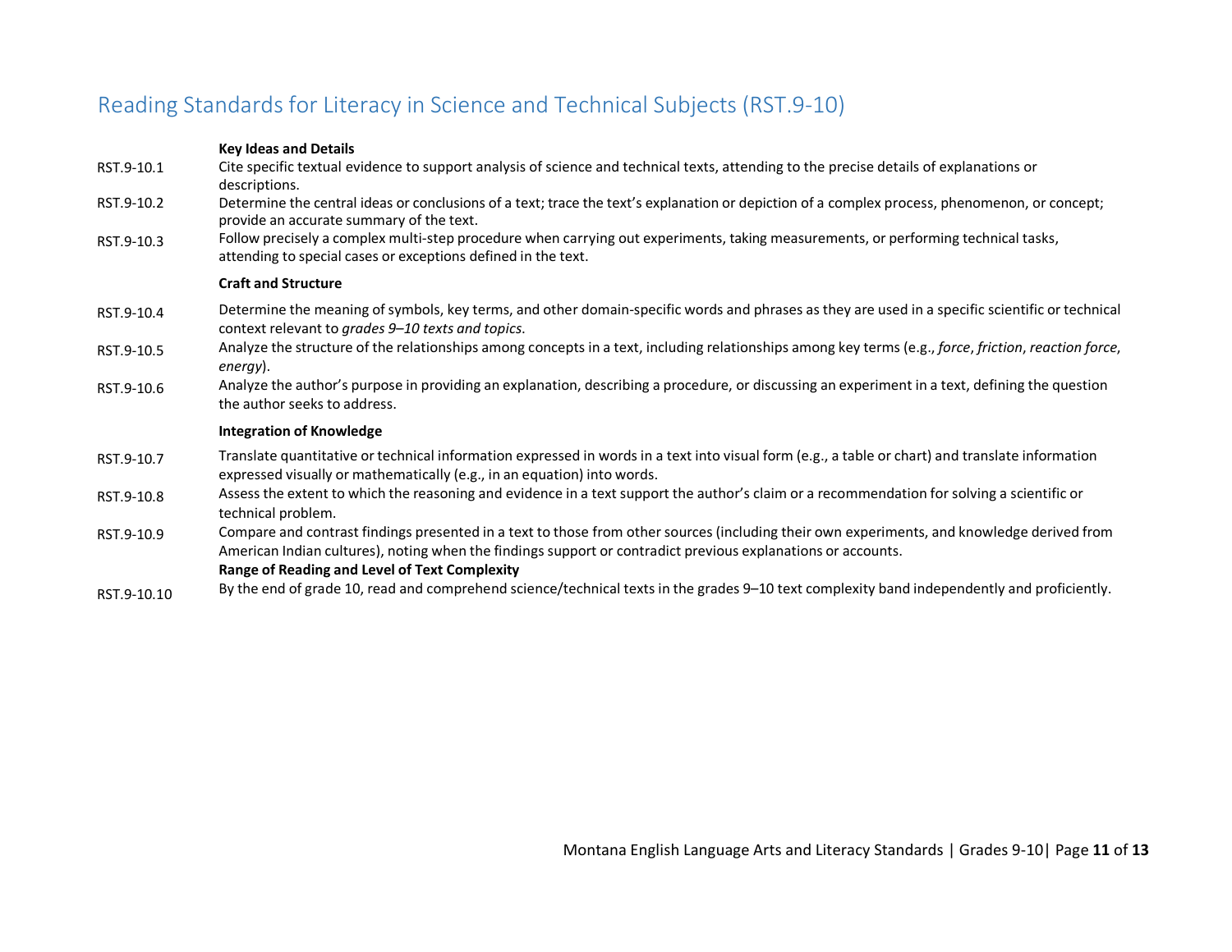## Reading Standards for Literacy in Science and Technical Subjects (RST.9-10)

**Key Ideas and Details**

RST.9-10.1 Cite specific textual evidence to support analysis of science and technical texts, attending to the precise details of explanations or descriptions.

RST.9-10.2 Determine the central ideas or conclusions of a text; trace the text's explanation or depiction of a complex process, phenomenon, or concept; provide an accurate summary of the text.

RST.9-10.3 Follow precisely a complex multi-step procedure when carrying out experiments, taking measurements, or performing technical tasks, attending to special cases or exceptions defined in the text.

**Craft and Structure**

RST.9-10.4 Determine the meaning of symbols, key terms, and other domain-specific words and phrases as they are used in a specific scientific or technical context relevant to *grades 9–10 texts and topics*.

RST.9-10.5 Analyze the structure of the relationships among concepts in a text, including relationships among key terms (e.g., *force*, *friction*, *reaction force*, *energy*).

RST.9-10.6 Analyze the author's purpose in providing an explanation, describing a procedure, or discussing an experiment in a text, defining the question the author seeks to address.

**Integration of Knowledge**

RST.9-10.7 Translate quantitative or technical information expressed in words in a text into visual form (e.g., a table or chart) and translate information expressed visually or mathematically (e.g., in an equation) into words.

RST.9-10.8 Assess the extent to which the reasoning and evidence in a text support the author's claim or a recommendation for solving a scientific or technical problem.

RST.9-10.9 Compare and contrast findings presented in a text to those from other sources (including their own experiments, and knowledge derived from American Indian cultures), noting when the findings support or contradict previous explanations or accounts.

**Range of Reading and Level of Text Complexity**

RST.9-10.10 By the end of grade 10, read and comprehend science/technical texts in the grades 9–10 text complexity band independently and proficiently.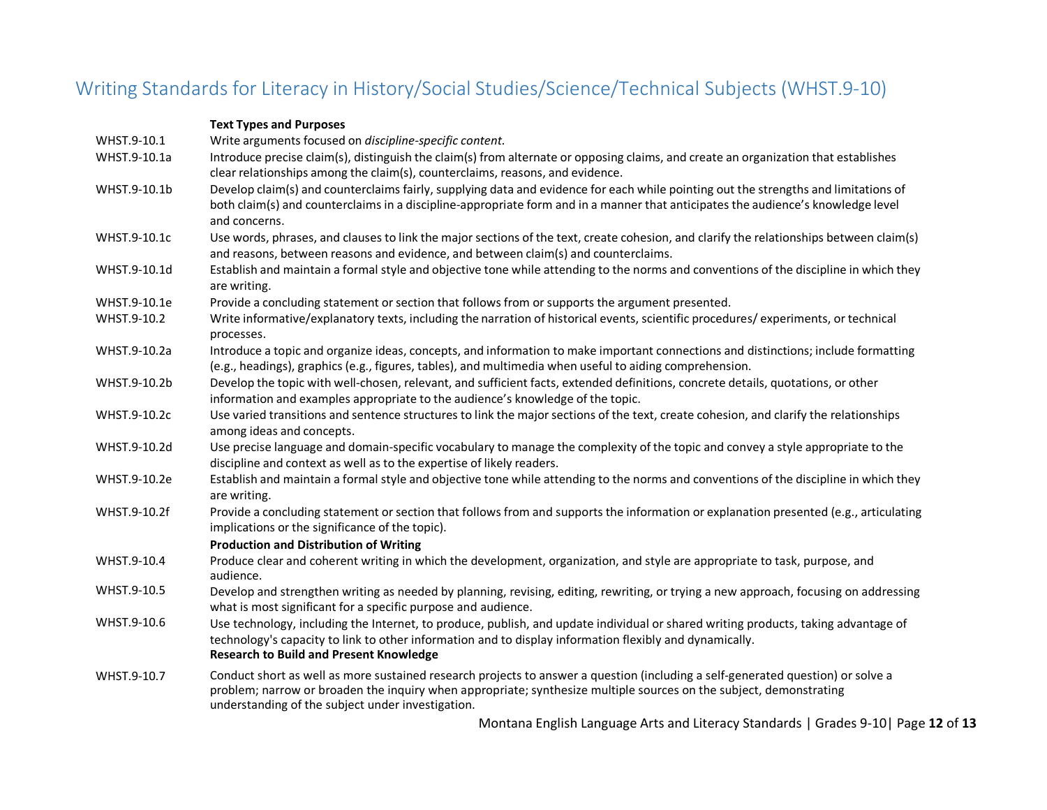## Writing Standards for Literacy in History/Social Studies/Science/Technical Subjects (WHST.9-10)

| | |
|---|---|
| | **Text Types and Purposes** |
| WHST.9-10.1 | Write arguments focused on *discipline-specific content.* |
| WHST.9-10.1a | Introduce precise claim(s), distinguish the claim(s) from alternate or opposing claims, and create an organization that establishes clear relationships among the claim(s), counterclaims, reasons, and evidence. |
| WHST.9-10.1b | Develop claim(s) and counterclaims fairly, supplying data and evidence for each while pointing out the strengths and limitations of both claim(s) and counterclaims in a discipline-appropriate form and in a manner that anticipates the audience's knowledge level and concerns. |
| WHST.9-10.1c | Use words, phrases, and clauses to link the major sections of the text, create cohesion, and clarify the relationships between claim(s) and reasons, between reasons and evidence, and between claim(s) and counterclaims. |
| WHST.9-10.1d | Establish and maintain a formal style and objective tone while attending to the norms and conventions of the discipline in which they are writing. |
| WHST.9-10.1e | Provide a concluding statement or section that follows from or supports the argument presented. |
| WHST.9-10.2 | Write informative/explanatory texts, including the narration of historical events, scientific procedures/ experiments, or technical processes. |
| WHST.9-10.2a | Introduce a topic and organize ideas, concepts, and information to make important connections and distinctions; include formatting (e.g., headings), graphics (e.g., figures, tables), and multimedia when useful to aiding comprehension. |
| WHST.9-10.2b | Develop the topic with well-chosen, relevant, and sufficient facts, extended definitions, concrete details, quotations, or other information and examples appropriate to the audience's knowledge of the topic. |
| WHST.9-10.2c | Use varied transitions and sentence structures to link the major sections of the text, create cohesion, and clarify the relationships among ideas and concepts. |
| WHST.9-10.2d | Use precise language and domain-specific vocabulary to manage the complexity of the topic and convey a style appropriate to the discipline and context as well as to the expertise of likely readers. |
| WHST.9-10.2e | Establish and maintain a formal style and objective tone while attending to the norms and conventions of the discipline in which they are writing. |
| WHST.9-10.2f | Provide a concluding statement or section that follows from and supports the information or explanation presented (e.g., articulating implications or the significance of the topic). |
| | **Production and Distribution of Writing** |
| WHST.9-10.4 | Produce clear and coherent writing in which the development, organization, and style are appropriate to task, purpose, and audience. |
| WHST.9-10.5 | Develop and strengthen writing as needed by planning, revising, editing, rewriting, or trying a new approach, focusing on addressing what is most significant for a specific purpose and audience. |
| WHST.9-10.6 | Use technology, including the Internet, to produce, publish, and update individual or shared writing products, taking advantage of technology's capacity to link to other information and to display information flexibly and dynamically. |
| | **Research to Build and Present Knowledge** |
| WHST.9-10.7 | Conduct short as well as more sustained research projects to answer a question (including a self-generated question) or solve a problem; narrow or broaden the inquiry when appropriate; synthesize multiple sources on the subject, demonstrating understanding of the subject under investigation. |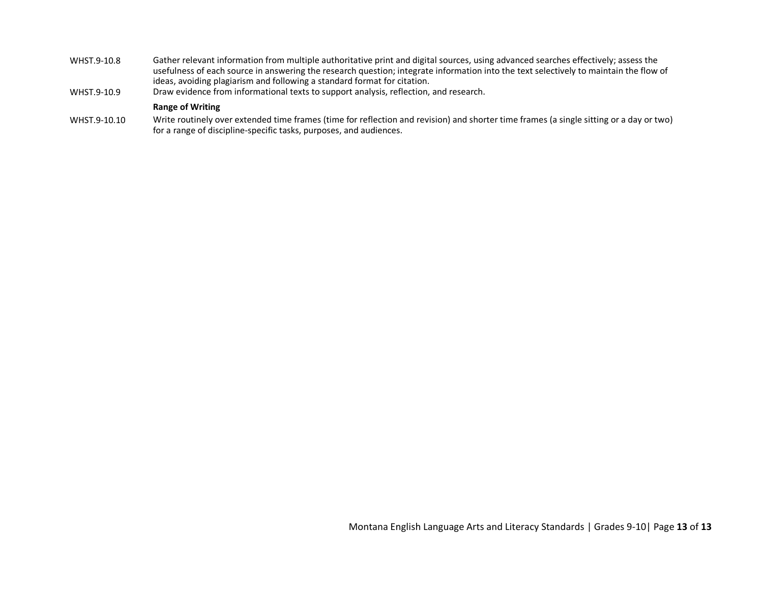WHST.9-10.8 Gather relevant information from multiple authoritative print and digital sources, using advanced searches effectively; assess the usefulness of each source in answering the research question; integrate information into the text selectively to maintain the flow of ideas, avoiding plagiarism and following a standard format for citation.

WHST.9-10.9 Draw evidence from informational texts to support analysis, reflection, and research.

**Range of Writing**

WHST.9-10.10 Write routinely over extended time frames (time for reflection and revision) and shorter time frames (a single sitting or a day or two) for a range of discipline-specific tasks, purposes, and audiences.